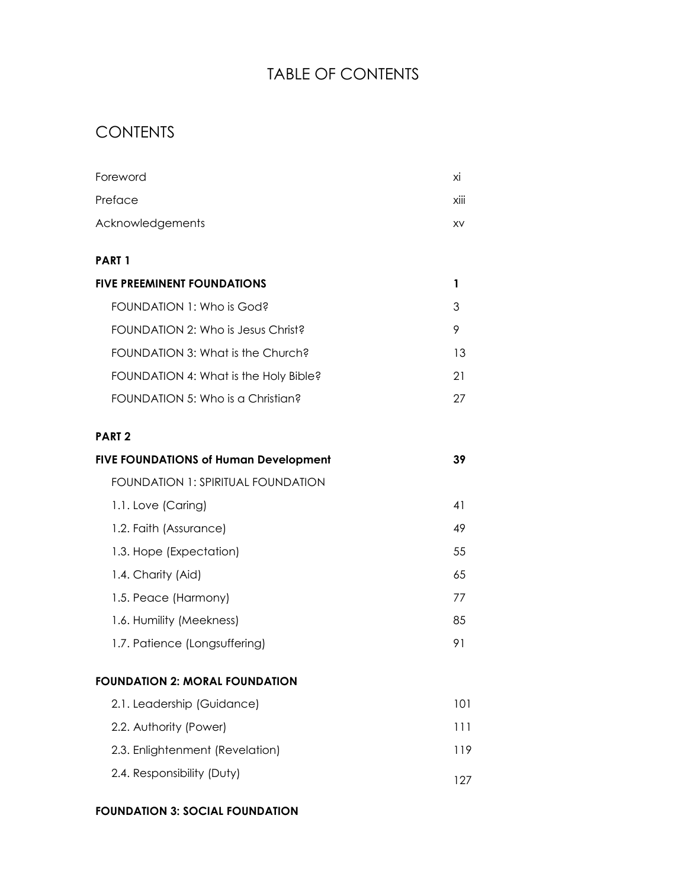# TABLE OF CONTENTS

## CONTENTS

| | |
|---|---|
| Foreword | xi |
| Preface | xiii |
| Acknowledgements | xv |
| **PART 1** | |
| **FIVE PREEMINENT FOUNDATIONS** | **1** |
| FOUNDATION 1: Who is God? | 3 |
| FOUNDATION 2: Who is Jesus Christ? | 9 |
| FOUNDATION 3: What is the Church? | 13 |
| FOUNDATION 4: What is the Holy Bible? | 21 |
| FOUNDATION 5: Who is a Christian? | 27 |
| **PART 2** | |
| **FIVE FOUNDATIONS of Human Development** | **39** |
| FOUNDATION 1: SPIRITUAL FOUNDATION | |
| 1.1. Love (Caring) | 41 |
| 1.2. Faith (Assurance) | 49 |
| 1.3. Hope (Expectation) | 55 |
| 1.4. Charity (Aid) | 65 |
| 1.5. Peace (Harmony) | 77 |
| 1.6. Humility (Meekness) | 85 |
| 1.7. Patience (Longsuffering) | 91 |
| **FOUNDATION 2: MORAL FOUNDATION** | |
| 2.1. Leadership (Guidance) | 101 |
| 2.2. Authority (Power) | 111 |
| 2.3. Enlightenment (Revelation) | 119 |
| 2.4. Responsibility (Duty) | 127 |
| **FOUNDATION 3: SOCIAL FOUNDATION** | |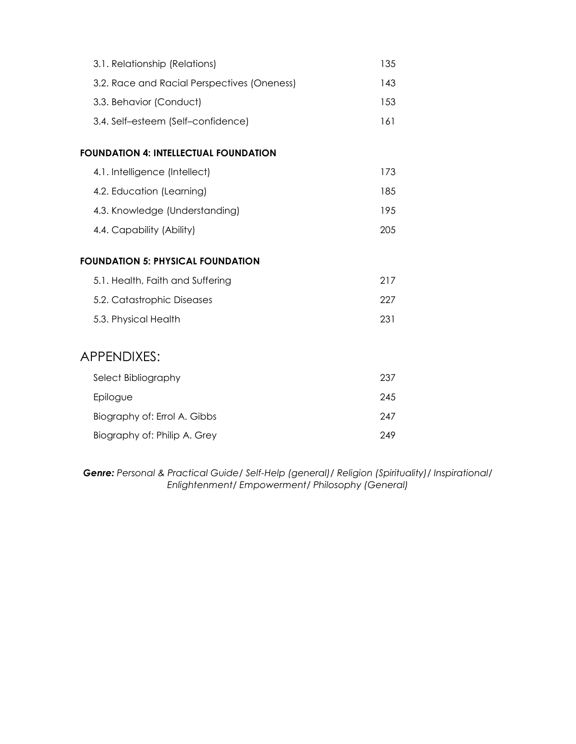| | |
|---|---|
| 3.1. Relationship (Relations) | 135 |
| 3.2. Race and Racial Perspectives (Oneness) | 143 |
| 3.3. Behavior (Conduct) | 153 |
| 3.4. Self–esteem (Self–confidence) | 161 |

**FOUNDATION 4: INTELLECTUAL FOUNDATION**

| | |
|---|---|
| 4.1. Intelligence (Intellect) | 173 |
| 4.2. Education (Learning) | 185 |
| 4.3. Knowledge (Understanding) | 195 |
| 4.4. Capability (Ability) | 205 |

**FOUNDATION 5: PHYSICAL FOUNDATION**

| | |
|---|---|
| 5.1. Health, Faith and Suffering | 217 |
| 5.2. Catastrophic Diseases | 227 |
| 5.3. Physical Health | 231 |

## APPENDIXES:

| | |
|---|---|
| Select Bibliography | 237 |
| Epilogue | 245 |
| Biography of: Errol A. Gibbs | 247 |
| Biography of: Philip A. Grey | 249 |

***Genre:*** *Personal & Practical Guide/ Self-Help (general)/ Religion (Spirituality)/ Inspirational/ Enlightenment/ Empowerment/ Philosophy (General)*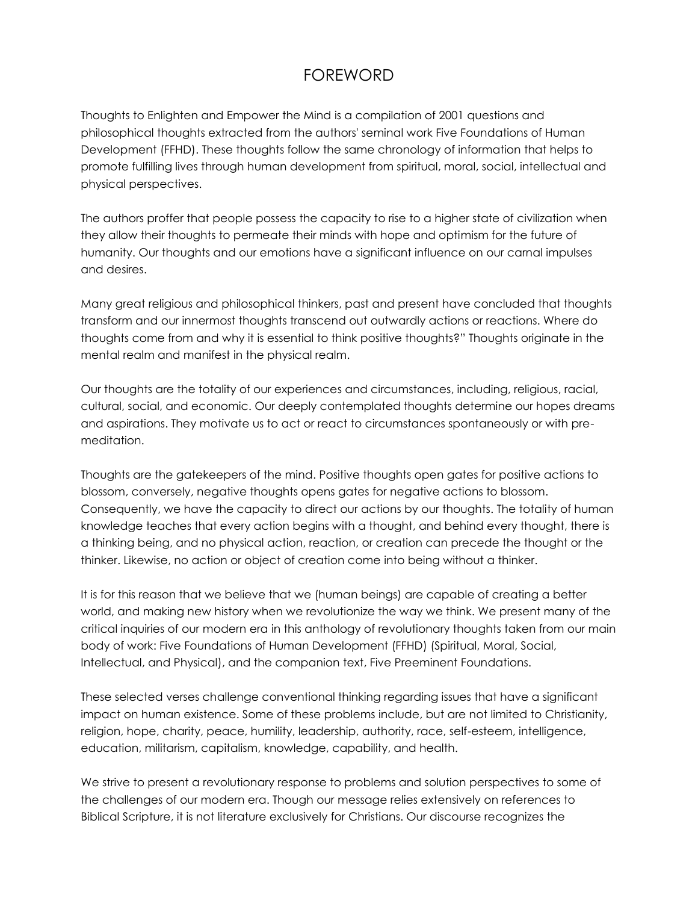# FOREWORD

Thoughts to Enlighten and Empower the Mind is a compilation of 2001 questions and philosophical thoughts extracted from the authors' seminal work Five Foundations of Human Development (FFHD). These thoughts follow the same chronology of information that helps to promote fulfilling lives through human development from spiritual, moral, social, intellectual and physical perspectives.

The authors proffer that people possess the capacity to rise to a higher state of civilization when they allow their thoughts to permeate their minds with hope and optimism for the future of humanity. Our thoughts and our emotions have a significant influence on our carnal impulses and desires.

Many great religious and philosophical thinkers, past and present have concluded that thoughts transform and our innermost thoughts transcend out outwardly actions or reactions. Where do thoughts come from and why it is essential to think positive thoughts?" Thoughts originate in the mental realm and manifest in the physical realm.

Our thoughts are the totality of our experiences and circumstances, including, religious, racial, cultural, social, and economic. Our deeply contemplated thoughts determine our hopes dreams and aspirations. They motivate us to act or react to circumstances spontaneously or with pre-meditation.

Thoughts are the gatekeepers of the mind. Positive thoughts open gates for positive actions to blossom, conversely, negative thoughts opens gates for negative actions to blossom. Consequently, we have the capacity to direct our actions by our thoughts. The totality of human knowledge teaches that every action begins with a thought, and behind every thought, there is a thinking being, and no physical action, reaction, or creation can precede the thought or the thinker. Likewise, no action or object of creation come into being without a thinker.

It is for this reason that we believe that we (human beings) are capable of creating a better world, and making new history when we revolutionize the way we think. We present many of the critical inquiries of our modern era in this anthology of revolutionary thoughts taken from our main body of work: Five Foundations of Human Development (FFHD) (Spiritual, Moral, Social, Intellectual, and Physical), and the companion text, Five Preeminent Foundations.

These selected verses challenge conventional thinking regarding issues that have a significant impact on human existence. Some of these problems include, but are not limited to Christianity, religion, hope, charity, peace, humility, leadership, authority, race, self-esteem, intelligence, education, militarism, capitalism, knowledge, capability, and health.

We strive to present a revolutionary response to problems and solution perspectives to some of the challenges of our modern era. Though our message relies extensively on references to Biblical Scripture, it is not literature exclusively for Christians. Our discourse recognizes the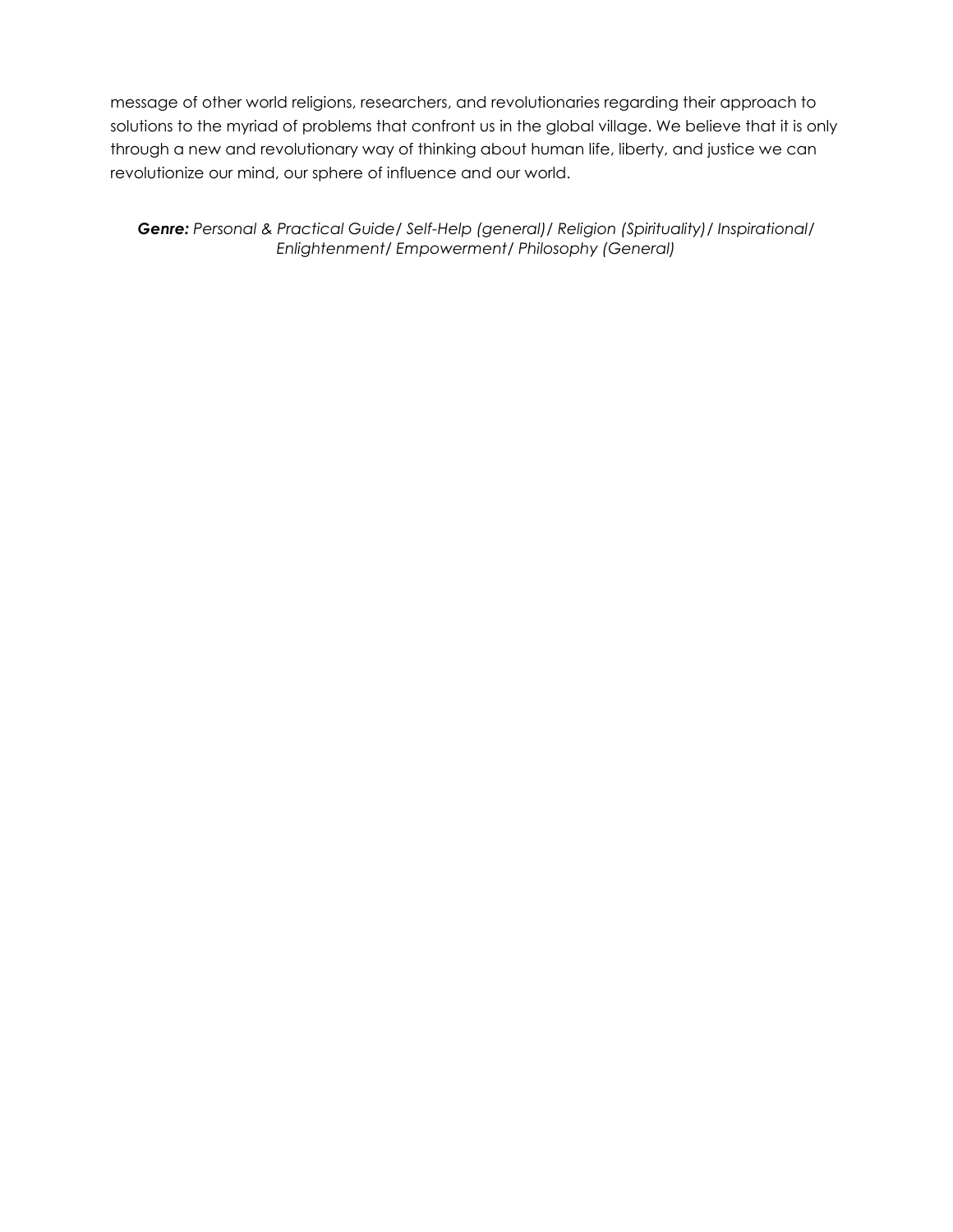message of other world religions, researchers, and revolutionaries regarding their approach to solutions to the myriad of problems that confront us in the global village. We believe that it is only through a new and revolutionary way of thinking about human life, liberty, and justice we can revolutionize our mind, our sphere of influence and our world.

***Genre:*** *Personal & Practical Guide/ Self-Help (general)/ Religion (Spirituality)/ Inspirational/ Enlightenment/ Empowerment/ Philosophy (General)*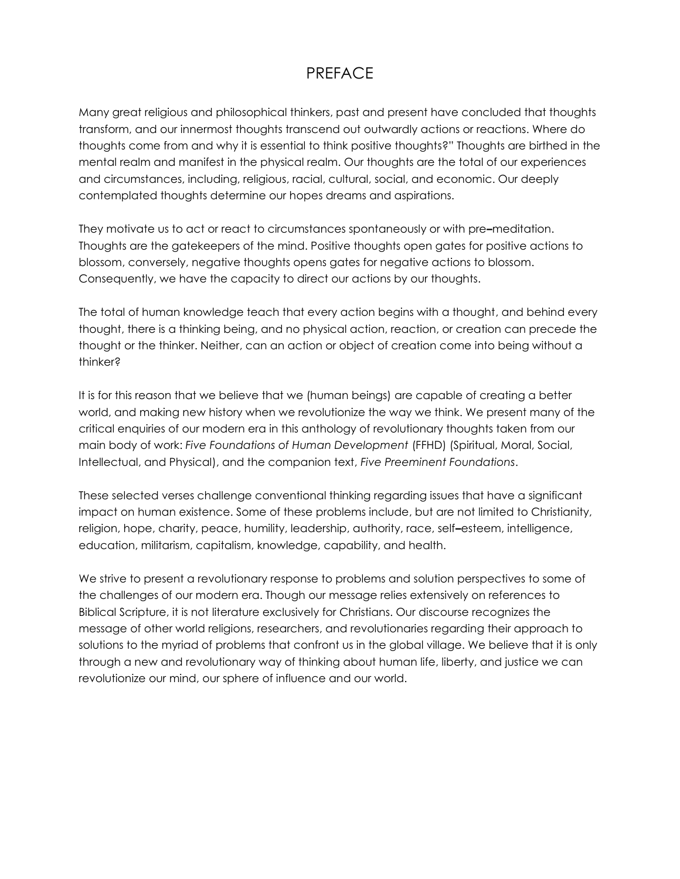# PREFACE

Many great religious and philosophical thinkers, past and present have concluded that thoughts transform, and our innermost thoughts transcend out outwardly actions or reactions. Where do thoughts come from and why it is essential to think positive thoughts?" Thoughts are birthed in the mental realm and manifest in the physical realm. Our thoughts are the total of our experiences and circumstances, including, religious, racial, cultural, social, and economic. Our deeply contemplated thoughts determine our hopes dreams and aspirations.

They motivate us to act or react to circumstances spontaneously or with pre–meditation. Thoughts are the gatekeepers of the mind. Positive thoughts open gates for positive actions to blossom, conversely, negative thoughts opens gates for negative actions to blossom. Consequently, we have the capacity to direct our actions by our thoughts.

The total of human knowledge teach that every action begins with a thought, and behind every thought, there is a thinking being, and no physical action, reaction, or creation can precede the thought or the thinker. Neither, can an action or object of creation come into being without a thinker?

It is for this reason that we believe that we (human beings) are capable of creating a better world, and making new history when we revolutionize the way we think. We present many of the critical enquiries of our modern era in this anthology of revolutionary thoughts taken from our main body of work: *Five Foundations of Human Development* (FFHD) (Spiritual, Moral, Social, Intellectual, and Physical), and the companion text, *Five Preeminent Foundations*.

These selected verses challenge conventional thinking regarding issues that have a significant impact on human existence. Some of these problems include, but are not limited to Christianity, religion, hope, charity, peace, humility, leadership, authority, race, self–esteem, intelligence, education, militarism, capitalism, knowledge, capability, and health.

We strive to present a revolutionary response to problems and solution perspectives to some of the challenges of our modern era. Though our message relies extensively on references to Biblical Scripture, it is not literature exclusively for Christians. Our discourse recognizes the message of other world religions, researchers, and revolutionaries regarding their approach to solutions to the myriad of problems that confront us in the global village. We believe that it is only through a new and revolutionary way of thinking about human life, liberty, and justice we can revolutionize our mind, our sphere of influence and our world.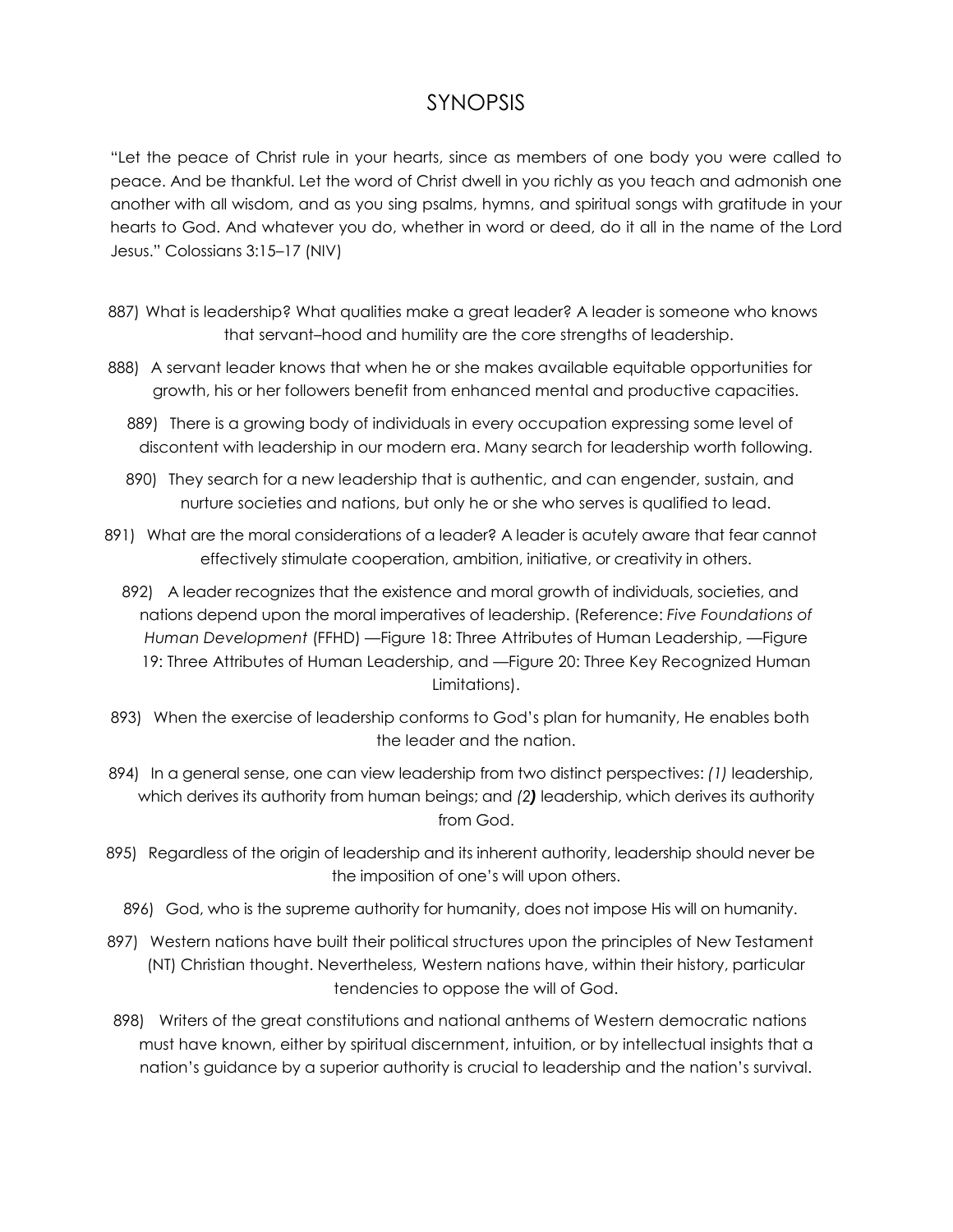# SYNOPSIS

"Let the peace of Christ rule in your hearts, since as members of one body you were called to peace. And be thankful. Let the word of Christ dwell in you richly as you teach and admonish one another with all wisdom, and as you sing psalms, hymns, and spiritual songs with gratitude in your hearts to God. And whatever you do, whether in word or deed, do it all in the name of the Lord Jesus." Colossians 3:15–17 (NIV)

887) What is leadership? What qualities make a great leader? A leader is someone who knows that servant–hood and humility are the core strengths of leadership.

888) A servant leader knows that when he or she makes available equitable opportunities for growth, his or her followers benefit from enhanced mental and productive capacities.

889) There is a growing body of individuals in every occupation expressing some level of discontent with leadership in our modern era. Many search for leadership worth following.

890) They search for a new leadership that is authentic, and can engender, sustain, and nurture societies and nations, but only he or she who serves is qualified to lead.

891) What are the moral considerations of a leader? A leader is acutely aware that fear cannot effectively stimulate cooperation, ambition, initiative, or creativity in others.

892) A leader recognizes that the existence and moral growth of individuals, societies, and nations depend upon the moral imperatives of leadership. (Reference: *Five Foundations of Human Development* (FFHD) —Figure 18: Three Attributes of Human Leadership, —Figure 19: Three Attributes of Human Leadership, and —Figure 20: Three Key Recognized Human Limitations).

893) When the exercise of leadership conforms to God's plan for humanity, He enables both the leader and the nation.

894) In a general sense, one can view leadership from two distinct perspectives: *(1)* leadership, which derives its authority from human beings; and *(2**)*** leadership, which derives its authority from God.

895) Regardless of the origin of leadership and its inherent authority, leadership should never be the imposition of one's will upon others.

896) God, who is the supreme authority for humanity, does not impose His will on humanity.

897) Western nations have built their political structures upon the principles of New Testament (NT) Christian thought. Nevertheless, Western nations have, within their history, particular tendencies to oppose the will of God.

898) Writers of the great constitutions and national anthems of Western democratic nations must have known, either by spiritual discernment, intuition, or by intellectual insights that a nation's guidance by a superior authority is crucial to leadership and the nation's survival.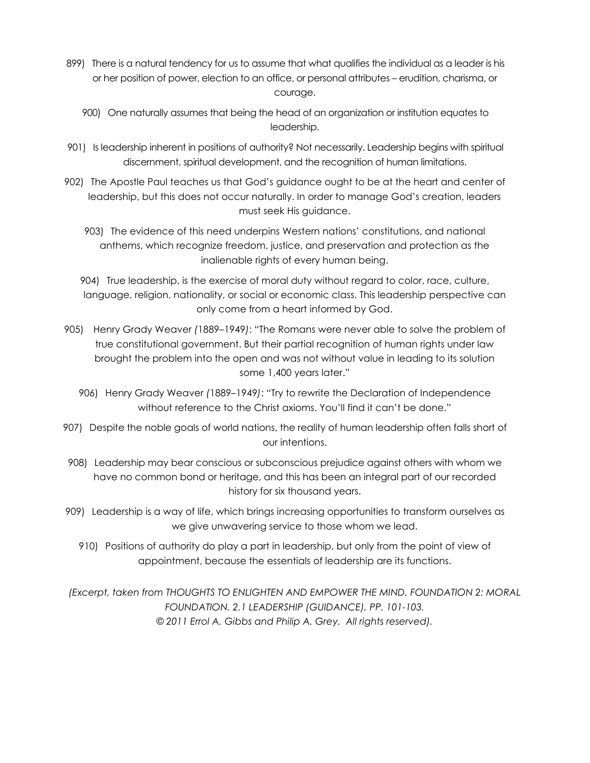899) There is a natural tendency for us to assume that what qualifies the individual as a leader is his or her position of power, election to an office, or personal attributes – erudition, charisma, or courage.

900) One naturally assumes that being the head of an organization or institution equates to leadership.

901) Is leadership inherent in positions of authority? Not necessarily. Leadership begins with spiritual discernment, spiritual development, and the recognition of human limitations.

902) The Apostle Paul teaches us that God's guidance ought to be at the heart and center of leadership, but this does not occur naturally. In order to manage God's creation, leaders must seek His guidance.

903) The evidence of this need underpins Western nations' constitutions, and national anthems, which recognize freedom, justice, and preservation and protection as the inalienable rights of every human being.

904) True leadership, is the exercise of moral duty without regard to color, race, culture, language, religion, nationality, or social or economic class. This leadership perspective can only come from a heart informed by God.

905) Henry Grady Weaver *(1889–1949)*: "The Romans were never able to solve the problem of true constitutional government. But their partial recognition of human rights under law brought the problem into the open and was not without value in leading to its solution some 1,400 years later."

906) Henry Grady Weaver *(1889–1949)*: "Try to rewrite the Declaration of Independence without reference to the Christ axioms. You'll find it can't be done."

907) Despite the noble goals of world nations, the reality of human leadership often falls short of our intentions.

908) Leadership may bear conscious or subconscious prejudice against others with whom we have no common bond or heritage, and this has been an integral part of our recorded history for six thousand years.

909) Leadership is a way of life, which brings increasing opportunities to transform ourselves as we give unwavering service to those whom we lead.

910) Positions of authority do play a part in leadership, but only from the point of view of appointment, because the essentials of leadership are its functions.

*(Excerpt, taken from THOUGHTS TO ENLIGHTEN AND EMPOWER THE MIND. FOUNDATION 2: MORAL FOUNDATION. 2.1 LEADERSHIP (GUIDANCE), PP. 101-103. © 2011 Errol A. Gibbs and Philip A. Grey. All rights reserved).*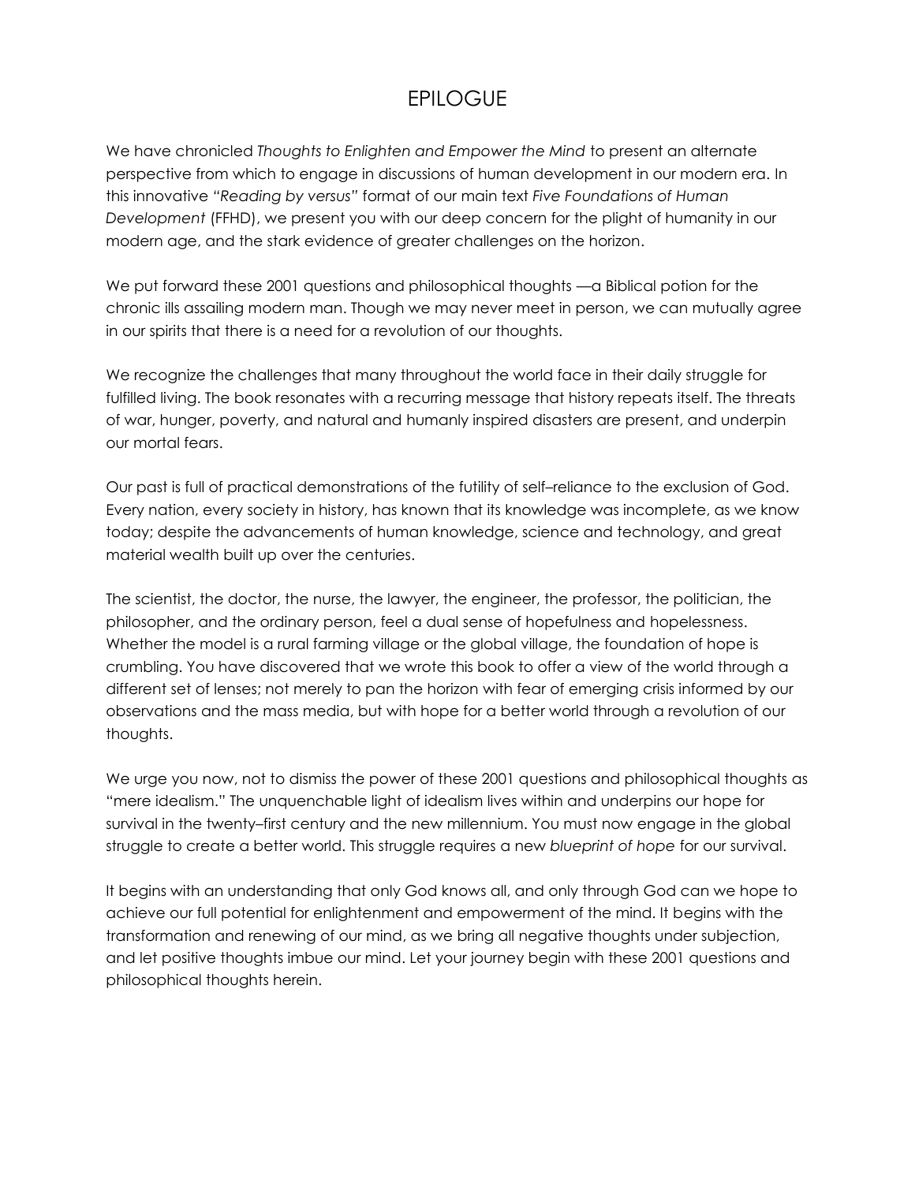# EPILOGUE

We have chronicled *Thoughts to Enlighten and Empower the Mind* to present an alternate perspective from which to engage in discussions of human development in our modern era. In this innovative *"Reading by versus"* format of our main text *Five Foundations of Human Development* (FFHD), we present you with our deep concern for the plight of humanity in our modern age, and the stark evidence of greater challenges on the horizon.

We put forward these 2001 questions and philosophical thoughts —a Biblical potion for the chronic ills assailing modern man. Though we may never meet in person, we can mutually agree in our spirits that there is a need for a revolution of our thoughts.

We recognize the challenges that many throughout the world face in their daily struggle for fulfilled living. The book resonates with a recurring message that history repeats itself. The threats of war, hunger, poverty, and natural and humanly inspired disasters are present, and underpin our mortal fears.

Our past is full of practical demonstrations of the futility of self–reliance to the exclusion of God. Every nation, every society in history, has known that its knowledge was incomplete, as we know today; despite the advancements of human knowledge, science and technology, and great material wealth built up over the centuries.

The scientist, the doctor, the nurse, the lawyer, the engineer, the professor, the politician, the philosopher, and the ordinary person, feel a dual sense of hopefulness and hopelessness. Whether the model is a rural farming village or the global village, the foundation of hope is crumbling. You have discovered that we wrote this book to offer a view of the world through a different set of lenses; not merely to pan the horizon with fear of emerging crisis informed by our observations and the mass media, but with hope for a better world through a revolution of our thoughts.

We urge you now, not to dismiss the power of these 2001 questions and philosophical thoughts as "mere idealism." The unquenchable light of idealism lives within and underpins our hope for survival in the twenty–first century and the new millennium. You must now engage in the global struggle to create a better world. This struggle requires a new *blueprint of hope* for our survival.

It begins with an understanding that only God knows all, and only through God can we hope to achieve our full potential for enlightenment and empowerment of the mind. It begins with the transformation and renewing of our mind, as we bring all negative thoughts under subjection, and let positive thoughts imbue our mind. Let your journey begin with these 2001 questions and philosophical thoughts herein.